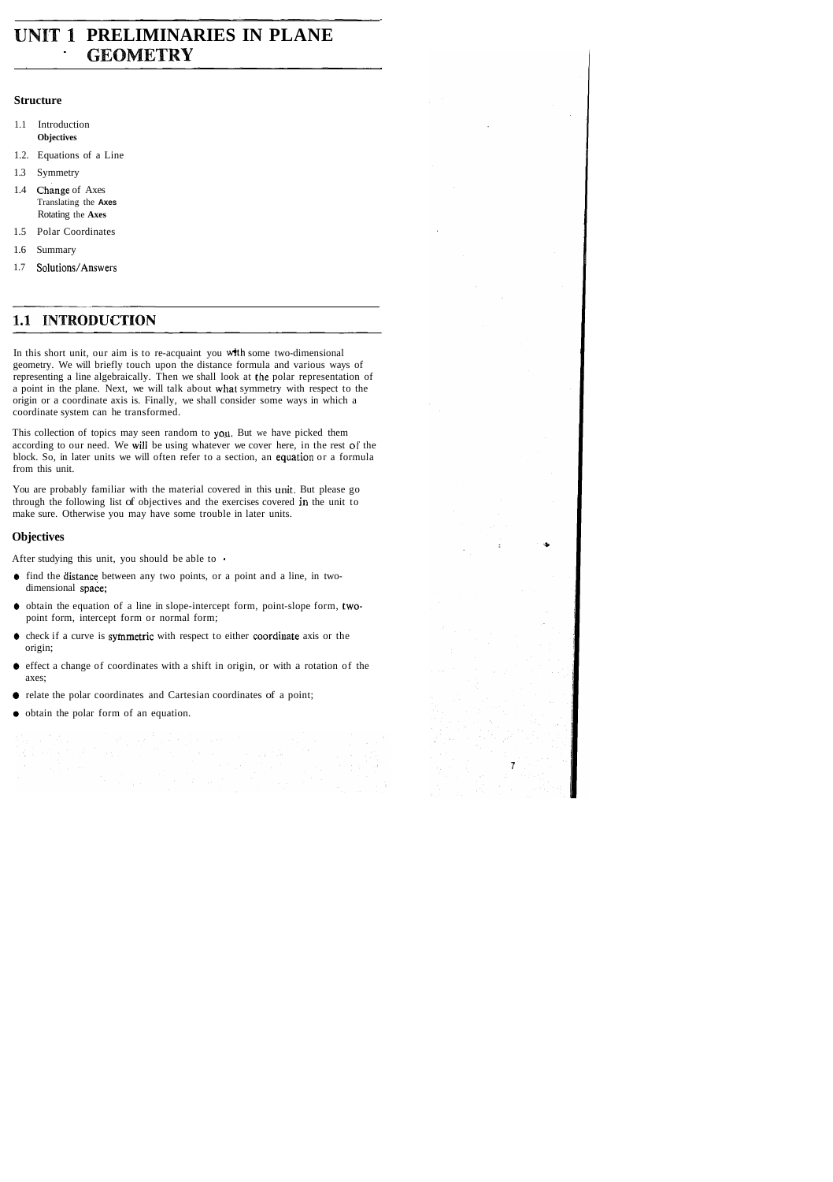# UNIT 1 PRELIMINARIES IN PLANE GEOMETRY

### Structure

1.1 Introduction
  Objectives

1.2. Equations of a Line

1.3 Symmetry

1.4 Change of Axes
  Translating the Axes
  Rotating the Axes

1.5 Polar Coordinates

1.6 Summary

1.7 Solutions/Answers

## 1.1 INTRODUCTION

In this short unit, our aim is to re-acquaint you with some two-dimensional geometry. We will briefly touch upon the distance formula and various ways of representing a line algebraically. Then we shall look at the polar representation of a point in the plane. Next, we will talk about what symmetry with respect to the origin or a coordinate axis is. Finally, we shall consider some ways in which a coordinate system can he transformed.

This collection of topics may seen random to you. But we have picked them according to our need. We will be using whatever we cover here, in the rest of the block. So, in later units we will often refer to a section, an equation or a formula from this unit.

You are probably familiar with the material covered in this unit. But please go through the following list of objectives and the exercises covered in the unit to make sure. Otherwise you may have some trouble in later units.

### Objectives

After studying this unit, you should be able to

- find the distance between any two points, or a point and a line, in two-dimensional space;
- obtain the equation of a line in slope-intercept form, point-slope form, two-point form, intercept form or normal form;
- check if a curve is symmetric with respect to either coordinate axis or the origin;
- effect a change of coordinates with a shift in origin, or with a rotation of the axes;
- relate the polar coordinates and Cartesian coordinates of a point;
- obtain the polar form of an equation.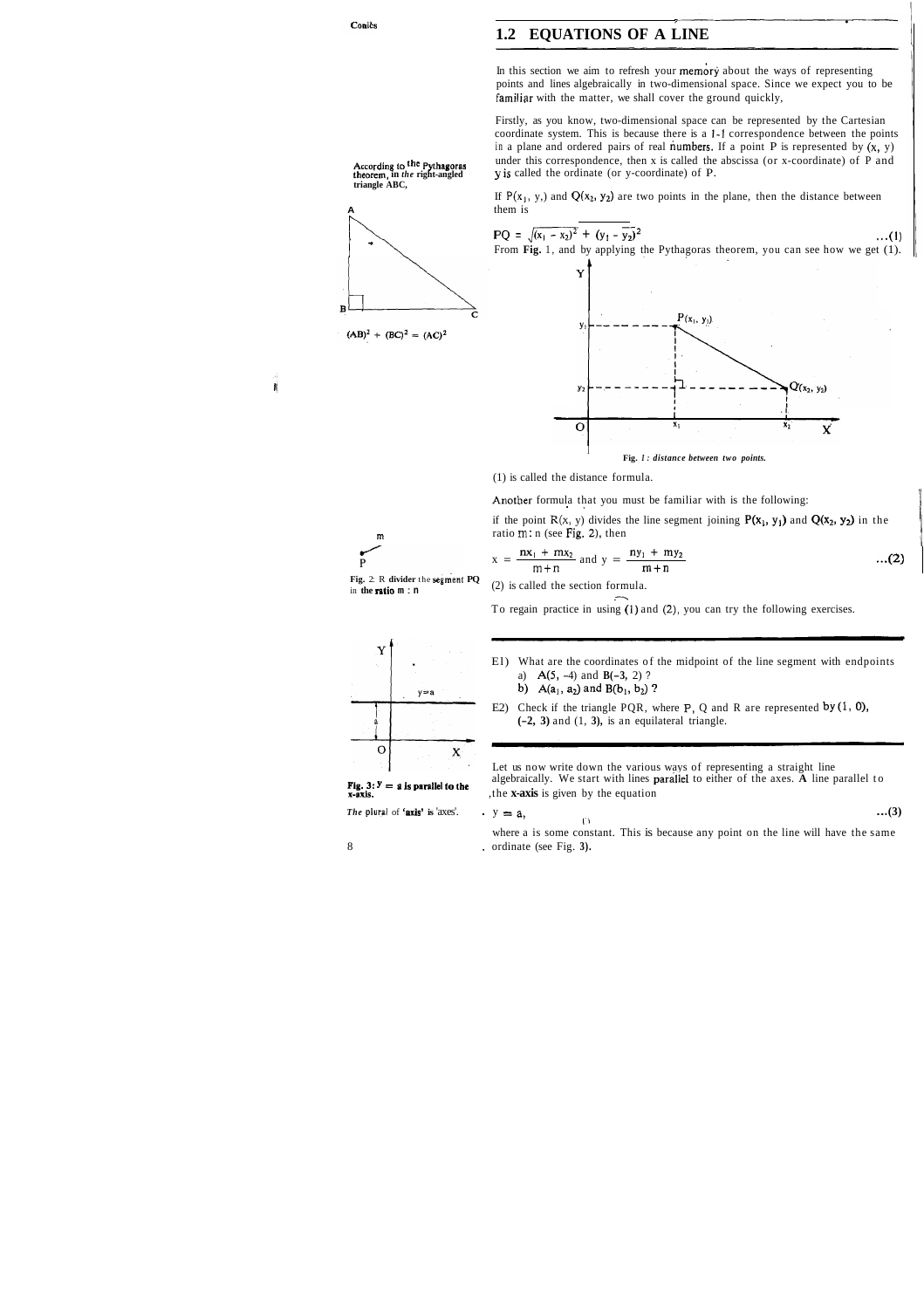## 1.2 EQUATIONS OF A LINE

In this section we aim to refresh your memory about the ways of representing points and lines algebraically in two-dimensional space. Since we expect you to be familiar with the matter, we shall cover the ground quickly,

Firstly, as you know, two-dimensional space can be represented by the Cartesian coordinate system. This is because there is a 1-1 correspondence between the points in a plane and ordered pairs of real numbers. If a point P is represented by $(x, y)$ under this correspondence, then x is called the abscissa (or x-coordinate) of P and y is called the ordinate (or y-coordinate) of P.

According to the Pythagoras theorem, in the right-angled triangle ABC,

$(AB)^2 + (BC)^2 = (AC)^2$

If $P(x_1, y_1)$ and $Q(x_2, y_2)$ are two points in the plane, then the distance between them is

$$PQ = \sqrt{(x_1 - x_2)^2 + (y_1 - y_2)^2} \quad \ldots(1)$$

From **Fig.** 1, and by applying the Pythagoras theorem, you can see how we get (1).

**Fig. 1: distance between two points.**

(1) is called the distance formula.

Another formula that you must be familiar with is the following:

if the point $R(x, y)$ divides the line segment joining $P(x_1, y_1)$ and $Q(x_2, y_2)$ in the ratio $m : n$ (see Fig. 2), then

$$x = \frac{nx_1 + mx_2}{m+n} \text{ and } y = \frac{ny_1 + my_2}{m+n} \quad \ldots(2)$$

**Fig. 2: R divides the segment PQ in the ratio m : n**

(2) is called the section formula.

To regain practice in using (1) and (2), you can try the following exercises.

---

E1) What are the coordinates of the midpoint of the line segment with endpoints
   a) $A(5, -4)$ and $B(-3, 2)$ ?
   b) $A(a_1, a_2)$ and $B(b_1, b_2)$ ?

E2) Check if the triangle PQR, where P, Q and R are represented by $(1, 0)$, $(-2, 3)$ and $(1, 3)$, is an equilateral triangle.

---

Let us now write down the various ways of representing a straight line algebraically. We start with lines parallel to either of the axes. A line parallel to the x-axis is given by the equation

$$y = a, \quad \ldots(3)$$

where a is some constant. This is because any point on the line will have the same ordinate (see Fig. 3).

**Fig. 3: $y = a$ is parallel to the x-axis.**

*The plural of 'axis' is 'axes'.*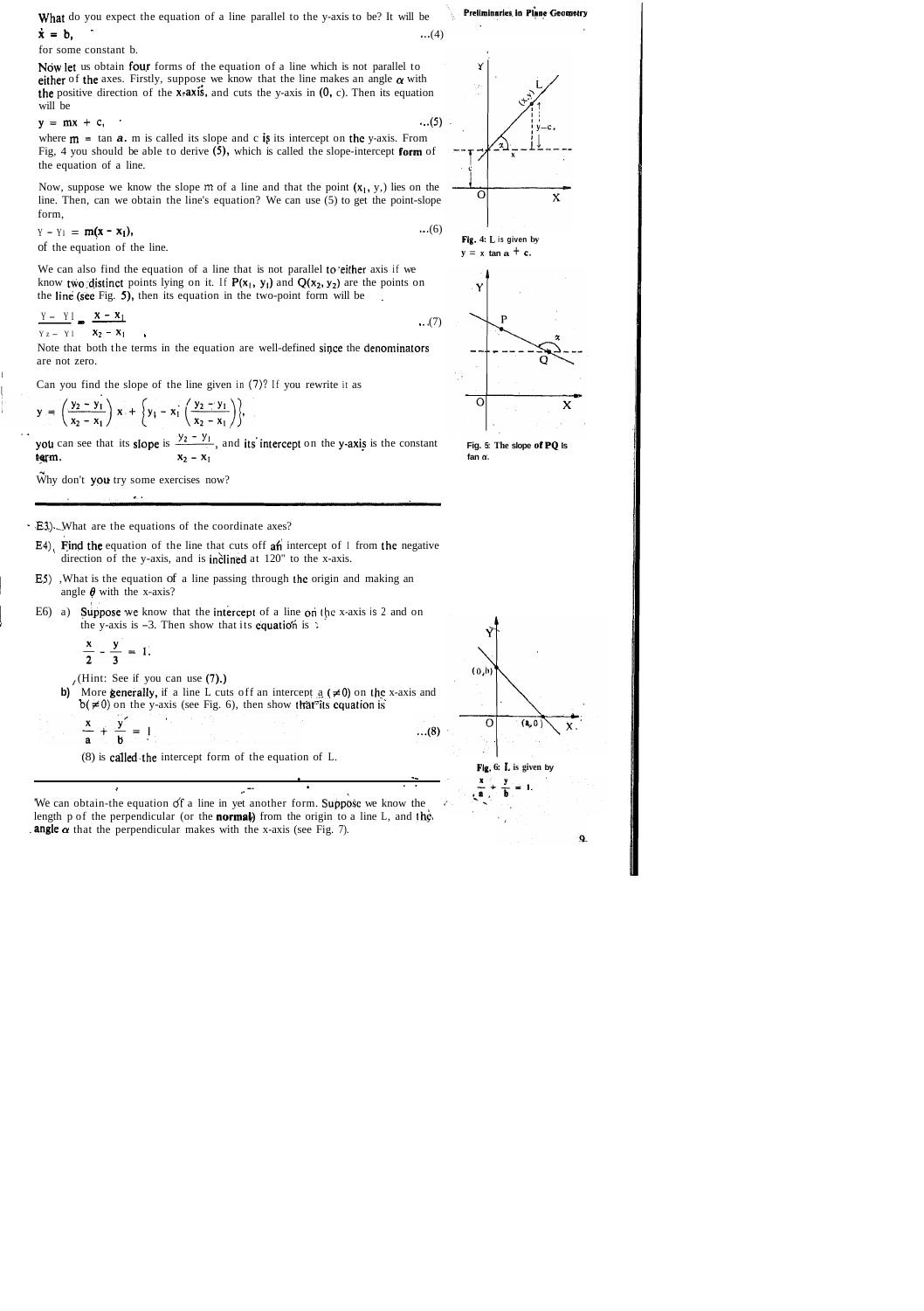What do you expect the equation of a line parallel to the y-axis to be? It will be

$$x = b, \quad \text{...(4)}$$

for some constant b.

Now let us obtain four forms of the equation of a line which is not parallel to either of the axes. Firstly, suppose we know that the line makes an angle $\alpha$ with the positive direction of the x-axis, and cuts the y-axis in (0, c). Then its equation will be

$$y = mx + c, \quad \text{...(5)}$$

where $m = \tan \alpha$. m is called its slope and c is its intercept on the y-axis. From Fig, 4 you should be able to derive (5), which is called the slope-intercept form of the equation of a line.

Fig. 4: L is given by $y = x \tan \alpha + c$.

Now, suppose we know the slope m of a line and that the point $(x_1, y_1)$ lies on the line. Then, can we obtain the line's equation? We can use (5) to get the point-slope form,

$$y - y_1 = m(x - x_1), \quad \text{...(6)}$$

of the equation of the line.

We can also find the equation of a line that is not parallel to either axis if we know two distinct points lying on it. If $P(x_1, y_1)$ and $Q(x_2, y_2)$ are the points on the line (see Fig. 5), then its equation in the two-point form will be

$$\frac{y - y_1}{y_2 - y_1} = \frac{x - x_1}{x_2 - x_1}, \quad \text{...(7)}$$

Note that both the terms in the equation are well-defined since the denominators are not zero.

Fig. 5: The slope of PQ is $\tan \alpha$.

Can you find the slope of the line given in (7)? If you rewrite it as

$$y = \left(\frac{y_2 - y_1}{x_2 - x_1}\right) x + \left\{y_1 - x_1\left(\frac{y_2 - y_1}{x_2 - x_1}\right)\right\},$$

you can see that its slope is $\frac{y_2 - y_1}{x_2 - x_1}$, and its intercept on the y-axis is the constant term.

Why don't you try some exercises now?

---

E3) What are the equations of the coordinate axes?

E4) Find the equation of the line that cuts off an intercept of 1 from the negative direction of the y-axis, and is inclined at 120° to the x-axis.

E5) What is the equation of a line passing through the origin and making an angle $\theta$ with the x-axis?

E6) a) Suppose we know that the intercept of a line on the x-axis is 2 and on the y-axis is −3. Then show that its equation is

$$\frac{x}{2} - \frac{y}{3} = 1.$$

(Hint: See if you can use (7).)

b) More generally, if a line L cuts off an intercept $a\ (\neq 0)$ on the x-axis and $b\ (\neq 0)$ on the y-axis (see Fig. 6), then show that its equation is

$$\frac{x}{a} + \frac{y}{b} = 1 \quad \text{...(8)}$$

(8) is called the intercept form of the equation of L.

Fig. 6: L is given by $\frac{x}{a} + \frac{y}{b} = 1$.

---

We can obtain the equation of a line in yet another form. Suppose we know the length p of the perpendicular (or the normal) from the origin to a line L, and the angle $\alpha$ that the perpendicular makes with the x-axis (see Fig. 7).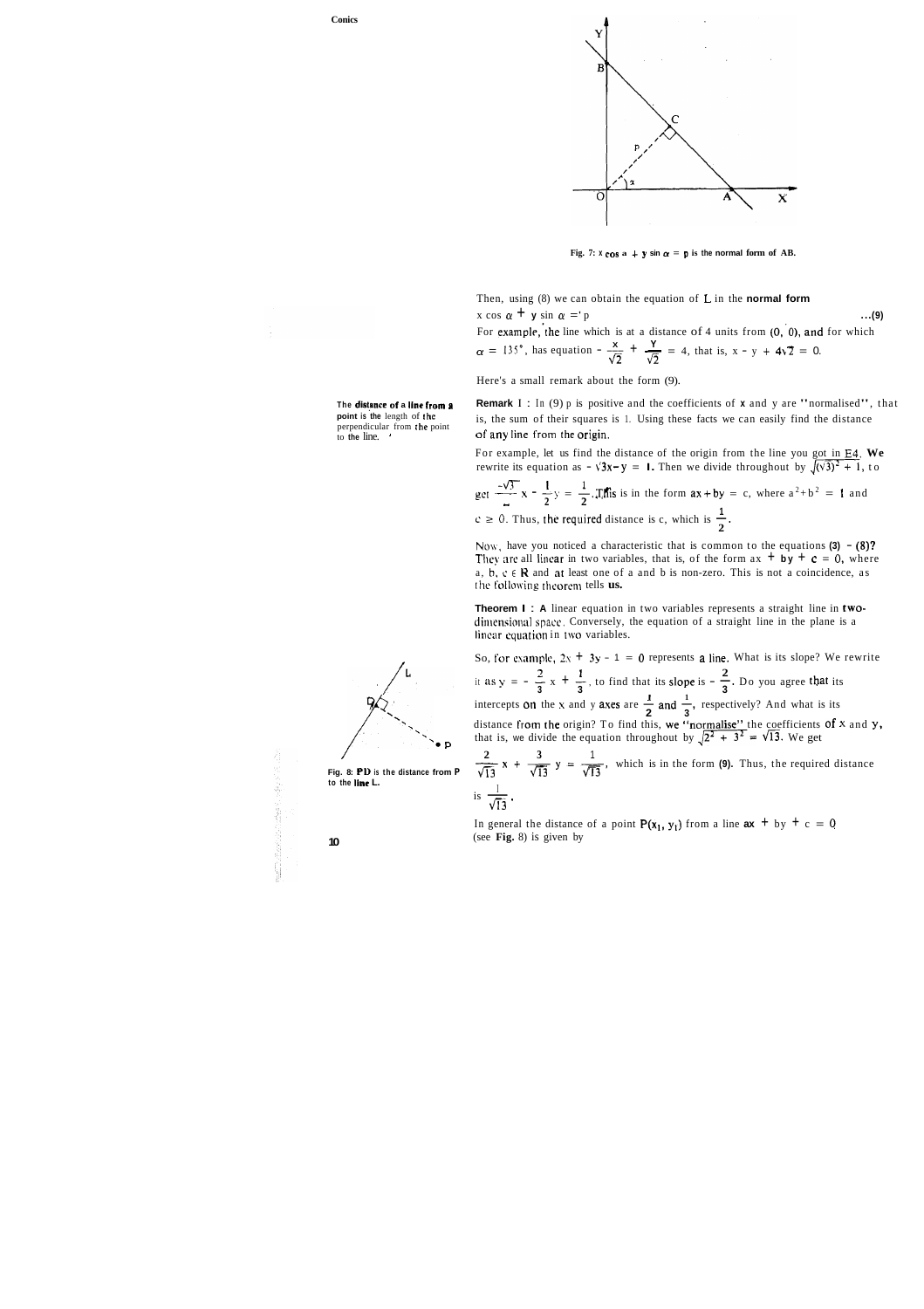Fig. 7: $x \cos \alpha + y \sin \alpha = p$ is the normal form of AB.

Then, using (8) we can obtain the equation of L in the **normal form**

$$x \cos \alpha + y \sin \alpha = p \quad \ldots(9)$$

For example, the line which is at a distance of 4 units from (0, 0), and for which $\alpha = 135°$, has equation $-\frac{x}{\sqrt{2}} + \frac{y}{\sqrt{2}} = 4$, that is, $x - y + 4\sqrt{2} = 0$.

Here's a small remark about the form (9).

The **distance of a line from a point** is the length of the perpendicular from the point to the line.

**Remark 1 :** In (9) p is positive and the coefficients of x and y are "normalised", that is, the sum of their squares is 1. Using these facts we can easily find the distance of any line from the origin.

For example, let us find the distance of the origin from the line you got in E4. We rewrite its equation as $-\sqrt{3}x - y = 1$. Then we divide throughout by $\sqrt{(\sqrt{3})^2 + 1}$, to get $\frac{-\sqrt{3}}{2}x - \frac{1}{2}y = \frac{1}{2}$. This is in the form $ax + by = c$, where $a^2 + b^2 = 1$ and $c \geq 0$. Thus, the required distance is c, which is $\frac{1}{2}$.

Now, have you noticed a characteristic that is common to the equations (3) – (8)? They are all linear in two variables, that is, of the form $ax + by + c = 0$, where $a, b, c \in \mathbf{R}$ and at least one of a and b is non-zero. This is not a coincidence, as the following theorem tells us.

**Theorem 1 :** A linear equation in two variables represents a straight line in two-dimensional space. Conversely, the equation of a straight line in the plane is a linear equation in two variables.

So, for example, $2x + 3y - 1 = 0$ represents a line. What is its slope? We rewrite it as $y = -\frac{2}{3}x + \frac{1}{3}$, to find that its slope is $-\frac{2}{3}$. Do you agree that its intercepts on the x and y axes are $\frac{1}{2}$ and $\frac{1}{3}$, respectively? And what is its distance from the origin? To find this, we "normalise" the coefficients of x and y, that is, we divide the equation throughout by $\sqrt{2^2 + 3^2} = \sqrt{13}$. We get

$$\frac{2}{\sqrt{13}}x + \frac{3}{\sqrt{13}}y = \frac{1}{\sqrt{13}},$$

which is in the form (9). Thus, the required distance is $\frac{1}{\sqrt{13}}$.

Fig. 8: PD is the distance from P to the line L.

In general the distance of a point $P(x_1, y_1)$ from a line $ax + by + c = 0$ (see Fig. 8) is given by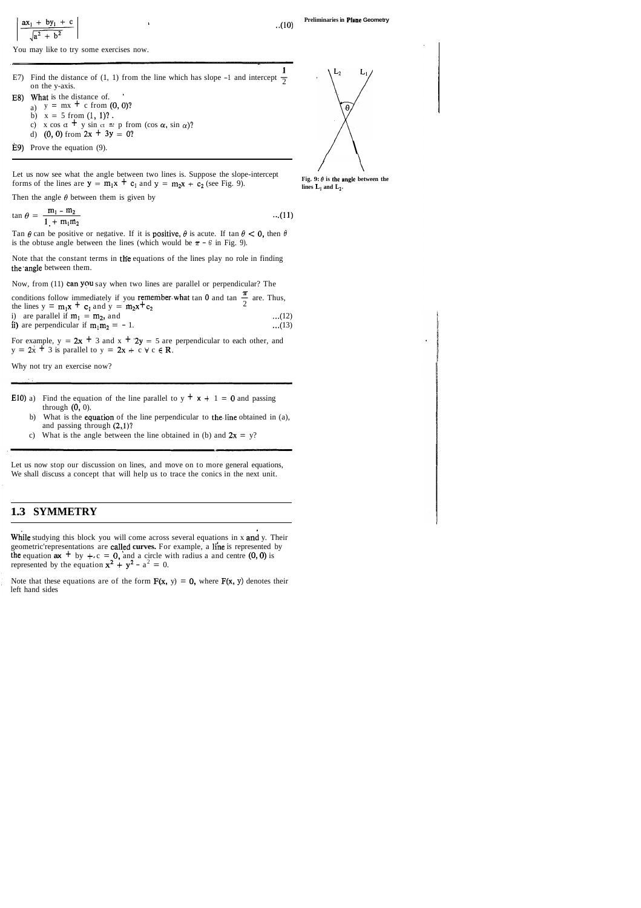$$\left| \frac{ax_1 + by_1 + c}{\sqrt{a^2 + b^2}} \right| \qquad \ldots(10)$$

You may like to try some exercises now.

---

E7) Find the distance of (1, 1) from the line which has slope -1 and intercept $\frac{1}{2}$ on the y-axis.

E8) What is the distance of

a) $y = mx + c$ from (0, 0)?

b) $x = 5$ from (1, 1)?

c) $x \cos \alpha + y \sin \alpha = p$ from $(\cos \alpha, \sin \alpha)$?

d) (0, 0) from $2x + 3y = 0$?

E9) Prove the equation (9).

---

Let us now see what the angle between two lines is. Suppose the slope-intercept forms of the lines are $y = m_1x + c_1$ and $y = m_2x + c_2$ (see Fig. 9).

Then the angle $\theta$ between them is given by

$$\tan \theta = \frac{m_1 - m_2}{1 + m_1m_2} \qquad \ldots(11)$$

Tan $\theta$ can be positive or negative. If it is positive, $\theta$ is acute. If $\tan \theta < 0$, then $\theta$ is the obtuse angle between the lines (which would be $\pi - \theta$ in Fig. 9).

Fig. 9: $\theta$ is the angle between the lines $L_1$ and $L_2$.

Note that the constant terms in the equations of the lines play no role in finding the angle between them.

Now, from (11) can you say when two lines are parallel or perpendicular? The conditions follow immediately if you remember what tan 0 and tan $\frac{\pi}{2}$ are. Thus, the lines $y = m_1x + c_1$ and $y = m_2x + c_2$

i) are parallel if $m_1 = m_2$, and ...(12)

ii) are perpendicular if $m_1m_2 = -1$. ...(13)

For example, $y = 2x + 3$ and $x + 2y = 5$ are perpendicular to each other, and $y = 2x + 3$ is parallel to $y = 2x + c \; \forall \; c \in \mathbf{R}$.

Why not try an exercise now?

---

E10) a) Find the equation of the line parallel to $y + x + 1 = 0$ and passing through (0, 0).

b) What is the equation of the line perpendicular to the line obtained in (a), and passing through (2,1)?

c) What is the angle between the line obtained in (b) and $2x = y$?

---

Let us now stop our discussion on lines, and move on to more general equations, We shall discuss a concept that will help us to trace the conics in the next unit.

## 1.3 SYMMETRY

While studying this block you will come across several equations in x and y. Their geometric representations are called **curves.** For example, a line is represented by the equation $ax + by + c = 0$, and a circle with radius a and centre (0, 0) is represented by the equation $x^2 + y^2 - a^2 = 0$.

Note that these equations are of the form $F(x, y) = 0$, where $F(x, y)$ denotes their left hand sides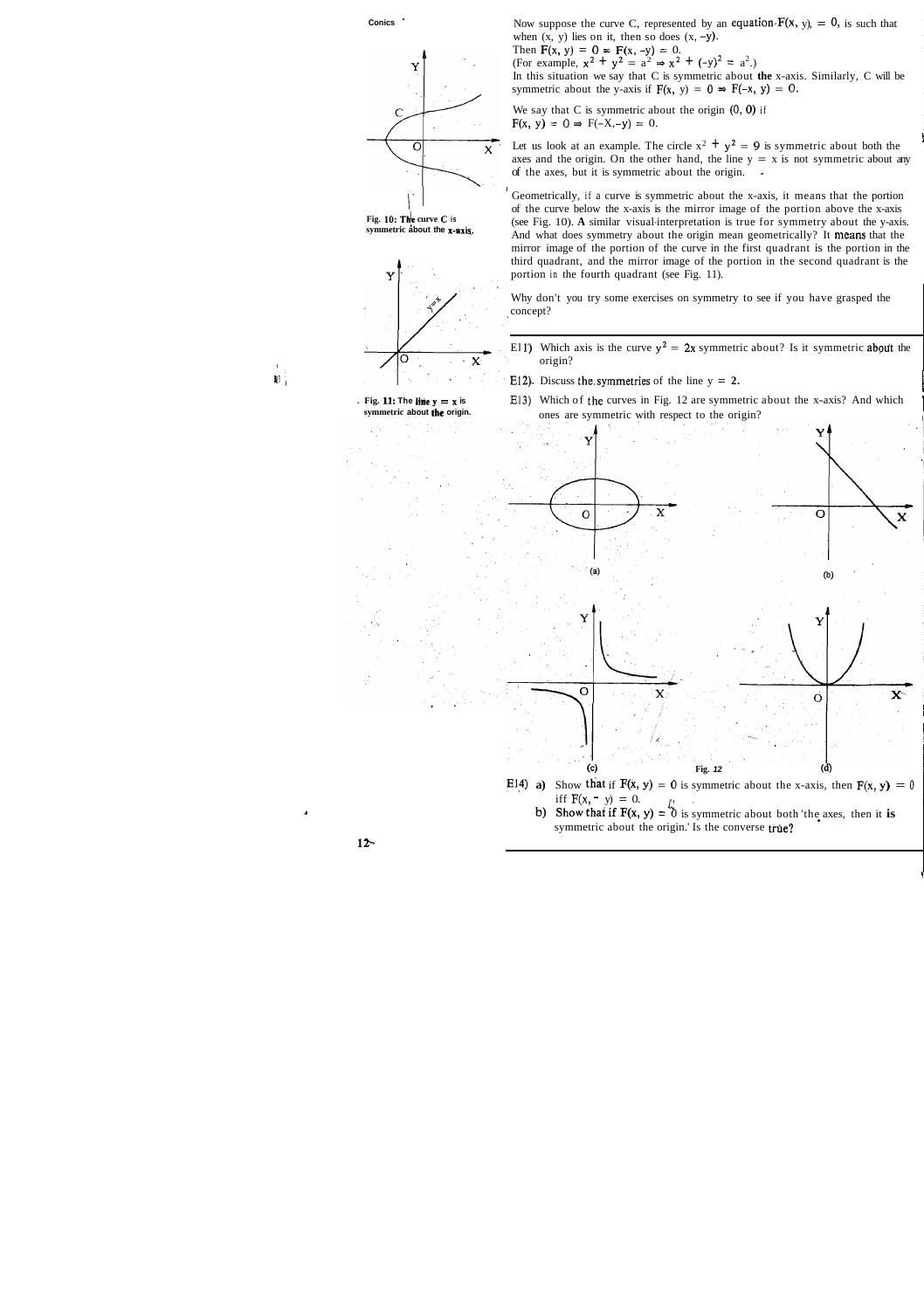Now suppose the curve C, represented by an equation $F(x, y) = 0$, is such that when $(x, y)$ lies on it, then so does $(x, -y)$.

Then $F(x, y) = 0 \Rightarrow F(x, -y) = 0$.

(For example, $x^2 + y^2 = a^2 \Rightarrow x^2 + (-y)^2 = a^2$.)

In this situation we say that C is symmetric about **the** x-axis. Similarly, C will be symmetric about the y-axis if $F(x, y) = 0 \Rightarrow F(-x, y) = 0$.

We say that C is symmetric about the origin $(0, 0)$ if $F(x, y) = 0 \Rightarrow F(-x, -y) = 0$.

Let us look at an example. The circle $x^2 + y^2 = 9$ is symmetric about both the axes and the origin. On the other hand, the line $y = x$ is not symmetric about any of the axes, but it is symmetric about the origin.

Geometrically, if a curve is symmetric about the x-axis, it means that the portion of the curve below the x-axis is the mirror image of the portion above the x-axis (see Fig. 10). **A** similar visual interpretation is true for symmetry about the y-axis. And what does symmetry about the origin mean geometrically? It means that the mirror image of the portion of the curve in the first quadrant is the portion in the third quadrant, and the mirror image of the portion in the second quadrant is the portion in the fourth quadrant (see Fig. 11).

**Fig. 10: The curve C is symmetric about the x-axis.**

**Fig. 11: The line $y = x$ is symmetric about the origin.**

Why don't you try some exercises on symmetry to see if you have grasped the concept?

E11) Which axis is the curve $y^2 = 2x$ symmetric about? Is it symmetric about the origin?

E12) Discuss the symmetries of the line $y = 2$.

E13) Which of the curves in Fig. 12 are symmetric about the x-axis? And which ones are symmetric with respect to the origin?

Fig. 12

E14) a) Show that if $F(x, y) = 0$ is symmetric about the x-axis, then $F(x, y) = 0$ iff $F(x, -y) = 0$.

b) Show that if $F(x, y) = 0$ is symmetric about both the axes, then it is symmetric about the origin. Is the converse true?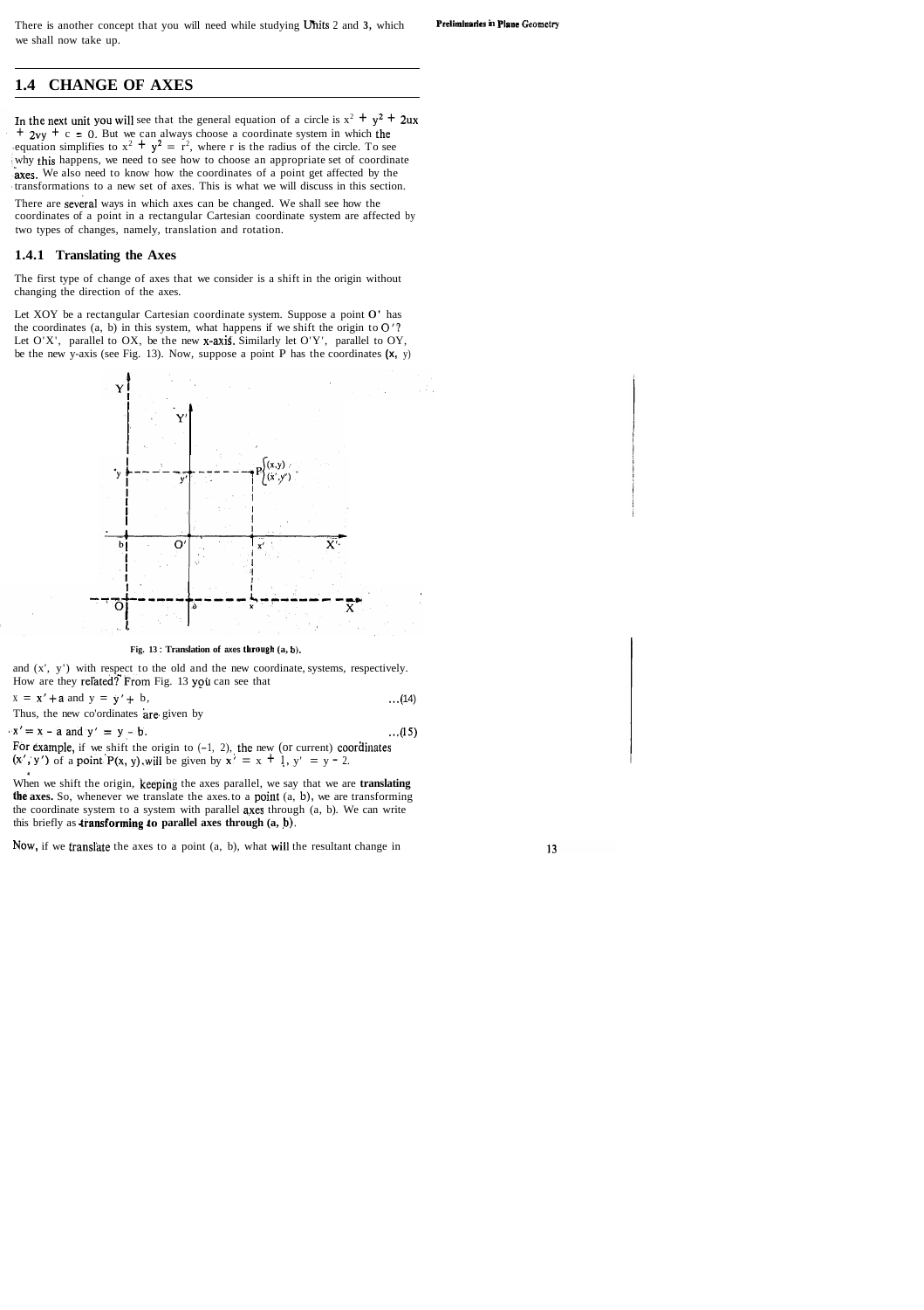There is another concept that you will need while studying Units 2 and 3, which we shall now take up.

## 1.4 CHANGE OF AXES

In the next unit you will see that the general equation of a circle is $x^2 + y^2 + 2ux + 2vy + c = 0$. But we can always choose a coordinate system in which the equation simplifies to $x^2 + y^2 = r^2$, where r is the radius of the circle. To see why this happens, we need to see how to choose an appropriate set of coordinate axes. We also need to know how the coordinates of a point get affected by the transformations to a new set of axes. This is what we will discuss in this section.

There are several ways in which axes can be changed. We shall see how the coordinates of a point in a rectangular Cartesian coordinate system are affected by two types of changes, namely, translation and rotation.

### 1.4.1 Translating the Axes

The first type of change of axes that we consider is a shift in the origin without changing the direction of the axes.

Let XOY be a rectangular Cartesian coordinate system. Suppose a point O' has the coordinates (a, b) in this system, what happens if we shift the origin to O'? Let O'X', parallel to OX, be the new x-axis. Similarly let O'Y', parallel to OY, be the new y-axis (see Fig. 13). Now, suppose a point P has the coordinates (x, y)

**Fig. 13 : Translation of axes through (a, b).**

and (x', y') with respect to the old and the new coordinate systems, respectively. How are they related? From Fig. 13 you can see that

$$x = x' + a \text{ and } y = y' + b, \qquad \ldots(14)$$

Thus, the new co'ordinates are given by

$$x' = x - a \text{ and } y' = y - b. \qquad \ldots(15)$$

For example, if we shift the origin to (-1, 2), the new (or current) coordinates (x', y') of a point P(x, y) will be given by $x' = x + 1$, $y' = y - 2$.

When we shift the origin, keeping the axes parallel, we say that we are **translating the axes.** So, whenever we translate the axes to a point (a, b), we are transforming the coordinate system to a system with parallel axes through (a, b). We can write this briefly as **transforming to parallel axes through (a, b).**

Now, if we translate the axes to a point (a, b), what will the resultant change in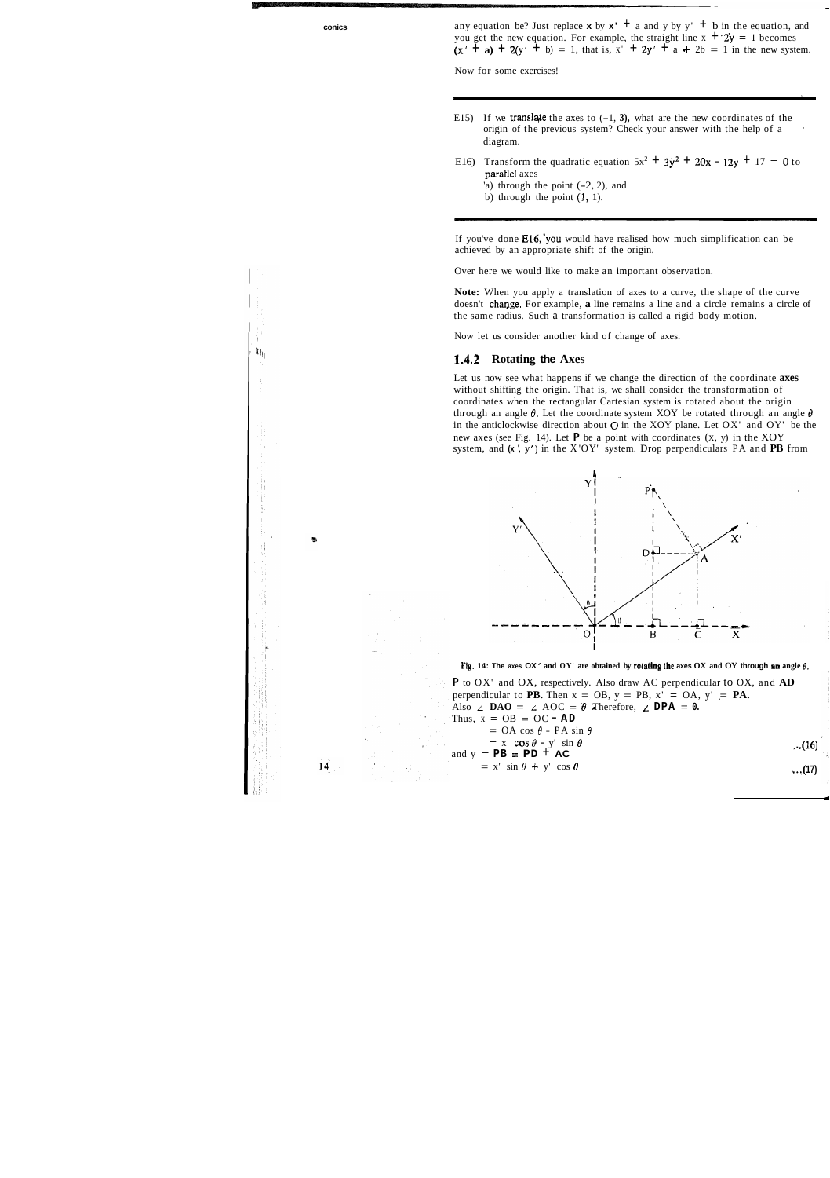any equation be? Just replace $x$ by $x' + a$ and $y$ by $y' + b$ in the equation, and you get the new equation. For example, the straight line $x + 2y = 1$ becomes $(x' + a) + 2(y' + b) = 1$, that is, $x' + 2y' + a + 2b = 1$ in the new system.

Now for some exercises!

---

E15) If we translate the axes to $(-1, 3)$, what are the new coordinates of the origin of the previous system? Check your answer with the help of a diagram.

E16) Transform the quadratic equation $5x^2 + 3y^2 + 20x - 12y + 17 = 0$ to parallel axes
a) through the point $(-2, 2)$, and
b) through the point $(1, 1)$.

---

If you've done E16, you would have realised how much simplification can be achieved by an appropriate shift of the origin.

Over here we would like to make an important observation.

**Note:** When you apply a translation of axes to a curve, the shape of the curve doesn't change. For example, a line remains a line and a circle remains a circle of the same radius. Such a transformation is called a rigid body motion.

Now let us consider another kind of change of axes.

### 1.4.2 Rotating the Axes

Let us now see what happens if we change the direction of the coordinate **axes** without shifting the origin. That is, we shall consider the transformation of coordinates when the rectangular Cartesian system is rotated about the origin through an angle $\theta$. Let the coordinate system XOY be rotated through an angle $\theta$ in the anticlockwise direction about O in the XOY plane. Let OX' and OY' be the new axes (see Fig. 14). Let **P** be a point with coordinates $(x, y)$ in the XOY system, and $(x', y')$ in the X'OY' system. Drop perpendiculars PA and **PB** from

Fig. 14: The axes OX' and OY' are obtained by rotating the axes OX and OY through an angle $\theta$.

**P** to OX' and OX, respectively. Also draw AC perpendicular to OX, and **AD** perpendicular to **PB.** Then $x = OB$, $y = PB$, $x' = OA$, $y' = PA$.
Also $\angle DAO = \angle AOC = \theta$. Therefore, $\angle DPA = \theta$.

Thus, $x = OB = OC - AD$
$= OA \cos\theta - PA \sin\theta$
$= x' \cos\theta - y' \sin\theta$ ...(16)

and $y = PB = PD + AC$
$= x' \sin\theta + y' \cos\theta$ ...(17)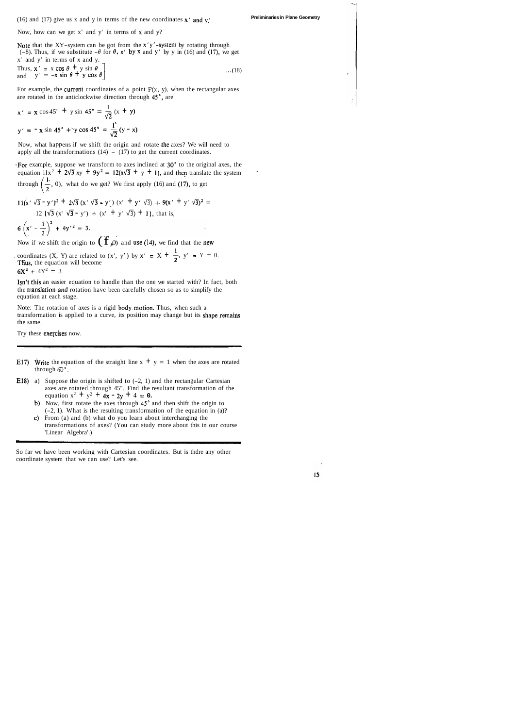(16) and (17) give us x and y in terms of the new coordinates $x'$ and $y'$.

Now, how can we get $x'$ and $y'$ in terms of x and y?

Note that the XY-system can be got from the $x'y'$-system by rotating through $(-\theta)$. Thus, if we substitute $-\theta$ for $\theta$, $x'$ by x and $y'$ by y in (16) and (17), we get $x'$ and $y'$ in terms of x and y.

Thus, 
$$\left.\begin{array}{l} x' = x\cos\theta + y\sin\theta \\ y' = -x\sin\theta + y\cos\theta \end{array}\right] \quad \ldots(18)$$

For example, the current coordinates of a point P(x, y), when the rectangular axes are rotated in the anticlockwise direction through $45°$, are

$$x' = x\cos 45° + y\sin 45° = \frac{1}{\sqrt{2}}(x + y)$$

$$y' = -x\sin 45° + y\cos 45° = \frac{1}{\sqrt{2}}(y - x)$$

Now, what happens if we shift the origin and rotate the axes? We will need to apply all the transformations (14) – (17) to get the current coordinates.

For example, suppose we transform to axes inclined at $30°$ to the original axes, the equation $11x^2 + 2\sqrt{3}\,xy + 9y^2 = 12(x\sqrt{3} + y + 1)$, and then translate the system through $\left(\frac{1}{2}, 0\right)$, what do we get? We first apply (16) and (17), to get

$$11(x'\sqrt{3} - y')^2 + 2\sqrt{3}\,(x'\sqrt{3} - y')(x' + y'\sqrt{3}) + 9(x' + y'\sqrt{3})^2 = 12\{\sqrt{3}\,(x'\sqrt{3} - y') + (x' + y'\sqrt{3}) + 1\}, \text{ that is,}$$

$$6\left(x' - \frac{1}{2}\right)^2 + 4y'^2 = 3.$$

Now if we shift the origin to $\left(\frac{1}{2}, 0\right)$ and use (14), we find that the new coordinates (X, Y) are related to $(x', y')$ by $x' = X + \frac{1}{2}$, $y' = Y + 0$. Thus, the equation will become

$6X^2 + 4Y^2 = 3$.

Isn't this an easier equation to handle than the one we started with? In fact, both the translation and rotation have been carefully chosen so as to simplify the equation at each stage.

Note: The rotation of axes is a rigid body motion. Thus, when such a transformation is applied to a curve, its position may change but its shape remains the same.

Try these exercises now.

---

E17) Write the equation of the straight line $x + y = 1$ when the axes are rotated through $60°$.

E18) a) Suppose the origin is shifted to $(-2, 1)$ and the rectangular Cartesian axes are rotated through $45°$. Find the resultant transformation of the equation $x^2 + y^2 + 4x - 2y + 4 = 0$.

b) Now, first rotate the axes through $45°$ and then shift the origin to $(-2, 1)$. What is the resulting transformation of the equation in (a)?

c) From (a) and (b) what do you learn about interchanging the transformations of axes? (You can study more about this in our course 'Linear Algebra'.)

---

So far we have been working with Cartesian coordinates. But is thdre any other coordinate system that we can use? Let's see.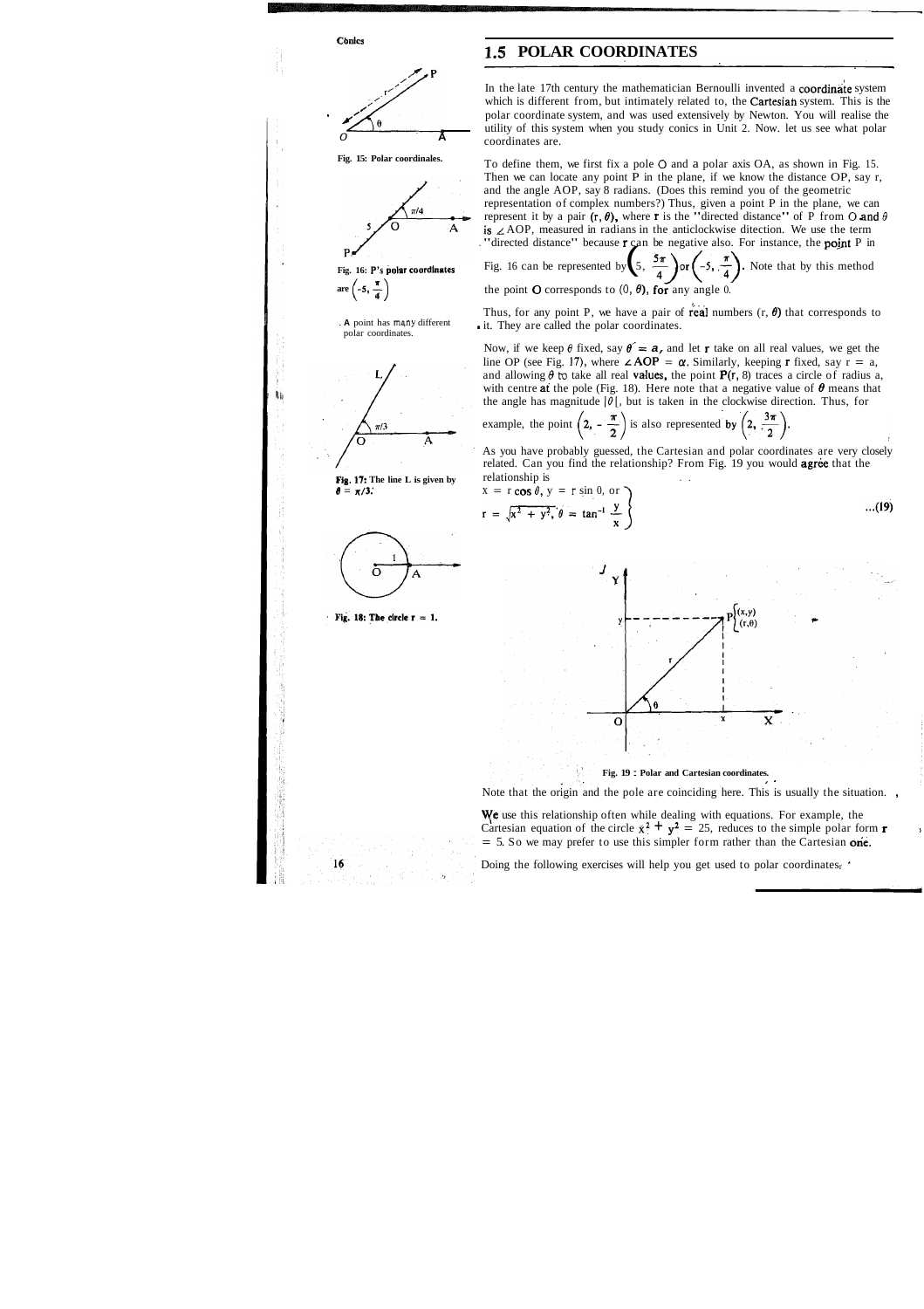## 1.5 POLAR COORDINATES

In the late 17th century the mathematician Bernoulli invented a coordinate system which is different from, but intimately related to, the Cartesian system. This is the polar coordinate system, and was used extensively by Newton. You will realise the utility of this system when you study conics in Unit 2. Now. let us see what polar coordinates are.

Fig. 15: Polar coordinales.

To define them, we first fix a pole O and a polar axis OA, as shown in Fig. 15. Then we can locate any point P in the plane, if we know the distance OP, say r, and the angle AOP, say 8 radians. (Does this remind you of the geometric representation of complex numbers?) Thus, given a point P in the plane, we can represent it by a pair $(r, \theta)$, where r is the "directed distance" of P from O and $\theta$ is $\angle$ AOP, measured in radians in the anticlockwise ditection. We use the term "directed distance" because r can be negative also. For instance, the point P in Fig. 16 can be represented by $\left(5, \frac{5\pi}{4}\right)$ or $\left(-5, \frac{\pi}{4}\right)$. Note that by this method the point O corresponds to $(0, \theta)$, for any angle 0.

Fig. 16: P's polar coordinates are $\left(-5, \frac{\pi}{4}\right)$

A point has many different polar coordinates.

Thus, for any point P, we have a pair of real numbers $(r, \theta)$ that corresponds to it. They are called the polar coordinates.

Now, if we keep $\theta$ fixed, say $\theta = a$, and let r take on all real values, we get the line OP (see Fig. 17), where $\angle AOP = \alpha$. Similarly, keeping r fixed, say r = a, and allowing $\theta$ to take all real values, the point P(r, 8) traces a circle of radius a, with centre at the pole (Fig. 18). Here note that a negative value of $\theta$ means that the angle has magnitude $|\theta|$, but is taken in the clockwise direction. Thus, for example, the point $\left(2, -\frac{\pi}{2}\right)$ is also represented by $\left(2, \frac{3\pi}{2}\right)$.

Fig. 17: The line L is given by $\theta = \pi/3$.

As you have probably guessed, the Cartesian and polar coordinates are very closely related. Can you find the relationship? From Fig. 19 you would agree that the relationship is

$$\left.\begin{array}{l} x = r\cos\theta,\ y = r\sin\theta, \text{ or} \\ r = \sqrt{x^2+y^2},\ \theta = \tan^{-1}\dfrac{y}{x} \end{array}\right\} \quad \text{...(19)}$$

Fig. 18: The circle r = 1.

Fig. 19 : Polar and Cartesian coordinates.

Note that the origin and the pole are coinciding here. This is usually the situation.

We use this relationship often while dealing with equations. For example, the Cartesian equation of the circle $x^2 + y^2 = 25$, reduces to the simple polar form r = 5. So we may prefer to use this simpler form rather than the Cartesian one.

Doing the following exercises will help you get used to polar coordinates.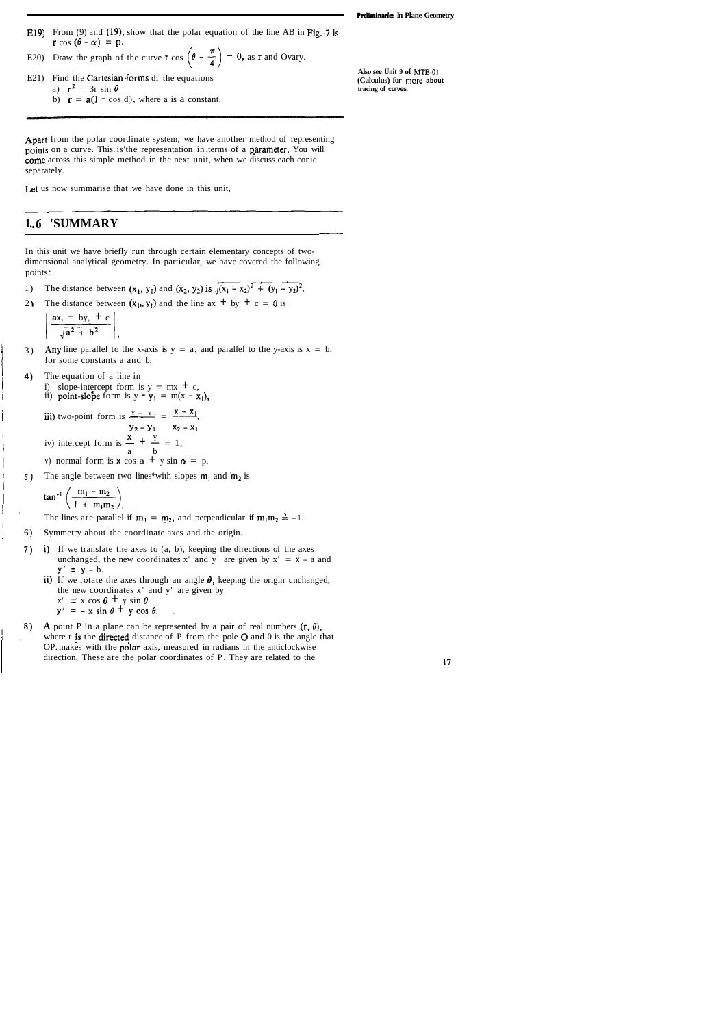E19) From (9) and (19), show that the polar equation of the line AB in Fig. 7 is $r \cos(\theta - \alpha) = p$.

E20) Draw the graph of the curve $r \cos\left(\theta - \frac{\pi}{4}\right) = 0$, as r and θ vary.

E21) Find the Cartesian forms of the equations

a) $r^2 = 3r \sin\theta$

b) $r = a(1 - \cos\theta)$, where a is a constant.

Also see Unit 9 of MTE-01 (Calculus) for more about tracing of curves.

Apart from the polar coordinate system, we have another method of representing points on a curve. This is the representation in terms of a parameter. You will come across this simple method in the next unit, when we discuss each conic separately.

Let us now summarise what we have done in this unit.

## 1.6 SUMMARY

In this unit we have briefly run through certain elementary concepts of two-dimensional analytical geometry. In particular, we have covered the following points:

1) The distance between $(x_1, y_1)$ and $(x_2, y_2)$ is $\sqrt{(x_1 - x_2)^2 + (y_1 - y_2)^2}$.

2) The distance between $(x_1, y_1)$ and the line $ax + by + c = 0$ is

$$\left| \frac{ax_1 + by_1 + c}{\sqrt{a^2 + b^2}} \right|.$$

3) Any line parallel to the x-axis is $y = a$, and parallel to the y-axis is $x = b$, for some constants a and b.

4) The equation of a line in
   i) slope-intercept form is $y = mx + c$,
   ii) point-slope form is $y - y_1 = m(x - x_1)$,
   iii) two-point form is $\frac{y - y_1}{y_2 - y_1} = \frac{x - x_1}{x_2 - x_1}$,
   iv) intercept form is $\frac{x}{a} + \frac{y}{b} = 1$,
   v) normal form is $x \cos\alpha + y \sin\alpha = p$.

5) The angle between two lines with slopes $m_1$ and $m_2$ is

$$\tan^{-1}\left(\frac{m_1 - m_2}{1 + m_1 m_2}\right).$$

The lines are parallel if $m_1 = m_2$, and perpendicular if $m_1 m_2 = -1$.

6) Symmetry about the coordinate axes and the origin.

7) i) If we translate the axes to (a, b), keeping the directions of the axes unchanged, the new coordinates x' and y' are given by $x' = x - a$ and $y' = y - b$.
   ii) If we rotate the axes through an angle θ, keeping the origin unchanged, the new coordinates x' and y' are given by
   $x' = x \cos\theta + y \sin\theta$
   $y' = -x \sin\theta + y \cos\theta$.

8) A point P in a plane can be represented by a pair of real numbers $(r, \theta)$, where r is the directed distance of P from the pole O and θ is the angle that OP makes with the polar axis, measured in radians in the anticlockwise direction. These are the polar coordinates of P. They are related to the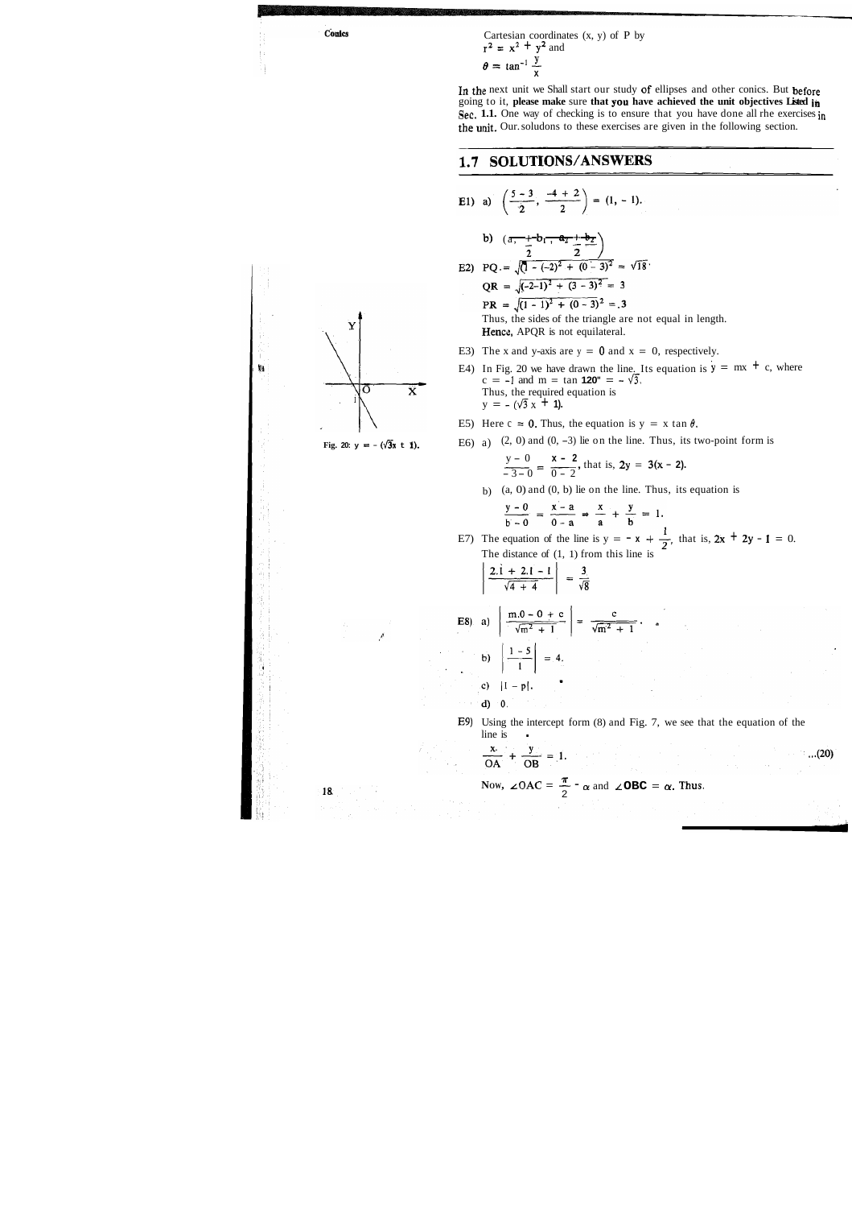Cartesian coordinates (x, y) of P by
$r^2 = x^2 + y^2$ and
$\theta = \tan^{-1} \frac{y}{x}$

In the next unit we Shall start our study of ellipses and other conics. But before going to it, **please make** sure **that you have achieved the unit objectives Listed in Sec. 1.1.** One way of checking is to ensure that you have done all rhe exercises in the unit. Our solutions to these exercises are given in the following section.

## 1.7 SOLUTIONS/ANSWERS

E1) a) $\left(\frac{5-3}{2}, \frac{-4+2}{2}\right) = (1, -1)$.

b) $\left(\frac{a_1+b_1}{2}, \frac{a_2+b_2}{2}\right)$

E2) $PQ = \sqrt{(1-(-2))^2 + (0-3)^2} = \sqrt{18}$

$QR = \sqrt{(-2-1)^2 + (3-3)^2} = 3$

$PR = \sqrt{(1-1)^2 + (0-3)^2} = 3$

Thus, the sides of the triangle are not equal in length.
Hence, APQR is not equilateral.

E3) The x and y-axis are $y = 0$ and $x = 0$, respectively.

E4) In Fig. 20 we have drawn the line. Its equation is $y = mx + c$, where $c = -1$ and $m = \tan 120° = -\sqrt{3}$.
Thus, the required equation is
$y = -(\sqrt{3}x + 1)$.

Fig. 20: $y = -(\sqrt{3}x + 1)$.

E5) Here $c = 0$. Thus, the equation is $y = x \tan\theta$.

E6) a) (2, 0) and (0, −3) lie on the line. Thus, its two-point form is

$$\frac{y-0}{-3-0} = \frac{x-2}{0-2}, \text{ that is, } 2y = 3(x-2).$$

b) (a, 0) and (0, b) lie on the line. Thus, its equation is

$$\frac{y-0}{b-0} = \frac{x-a}{0-a} \Rightarrow \frac{x}{a} + \frac{y}{b} = 1.$$

E7) The equation of the line is $y = -x + \frac{1}{2}$, that is, $2x + 2y - 1 = 0$.
The distance of (1, 1) from this line is

$$\left|\frac{2.1 + 2.1 - 1}{\sqrt{4+4}}\right| = \frac{3}{\sqrt{8}}$$

E8) a) $\left|\frac{m.0 - 0 + c}{\sqrt{m^2+1}}\right| = \frac{c}{\sqrt{m^2+1}}$.

b) $\left|\frac{1-5}{1}\right| = 4$.

c) $|1 - p|$.

d) 0.

E9) Using the intercept form (8) and Fig. 7, we see that the equation of the line is

$$\frac{x}{OA} + \frac{y}{OB} = 1. \quad \text{...(20)}$$

Now, $\angle OAC = \frac{\pi}{2} - \alpha$ and $\angle OBC = \alpha$. Thus.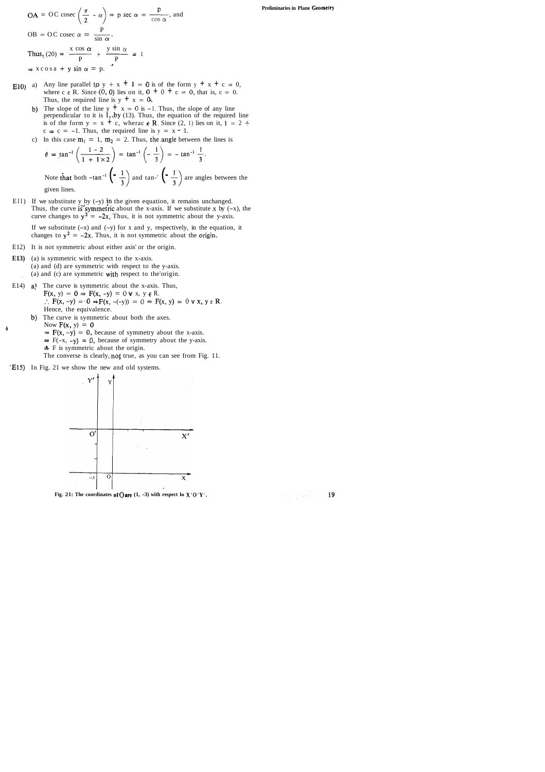$OA = OC \operatorname{cosec}\left(\frac{\pi}{2} - \alpha\right) = p \sec \alpha = \frac{p}{\cos \alpha}$, and

$OB = OC \operatorname{cosec} \alpha = \frac{p}{\sin \alpha}$.

Thus, (20) $\Rightarrow \frac{x \cos \alpha}{p} + \frac{y \sin \alpha}{p} = 1$

$\Rightarrow x \cos \alpha + y \sin \alpha = p.$

E10) a) Any line parallel to $y + x + 1 = 0$ is of the form $y + x + c = 0$, where $c \in R$. Since $(0, 0)$ lies on it, $0 + 0 + c = 0$, that is, $c = 0$. Thus, the required line is $y + x = 0$.

b) The slope of the line $y + x = 0$ is $-1$. Thus, the slope of any line perpendicular to it is 1, by (13). Thus, the equation of the required line is of the form $y = x + c$, where $c \in R$. Since (2, 1) lies on it, $1 = 2 + c \Rightarrow c = -1$. Thus, the required line is $y = x - 1$.

c) In this case $m_1 = 1$, $m_2 = 2$. Thus, the angle between the lines is

$$\theta = \tan^{-1}\left(\frac{1 - 2}{1 + 1 \times 2}\right) = \tan^{-1}\left(-\frac{1}{3}\right) = -\tan^{-1}\frac{1}{3}.$$

Note that both $-\tan^{-1}\left(-\frac{1}{3}\right)$ and $\tan^{-1}\left(-\frac{1}{3}\right)$ are angles between the given lines.

E11) If we substitute y by (–y) in the given equation, it remains unchanged. Thus, the curve is symmetric about the x-axis. If we substitute x by (–x), the curve changes to $y^2 = -2x$. Thus, it is not symmetric about the y-axis.

If we substitute (–x) and (–y) for x and y, respectively, in the equation, it changes to $y^2 = -2x$. Thus, it is not symmetric about the origin.

E12) It is not symmetric about either axis or the origin.

E13) (a) is symmetric with respect to the x-axis.
(a) and (d) are symmetric with respect to the y-axis.
(a) and (c) are symmetric with respect to the origin.

E14) a) The curve is symmetric about the x-axis. Thus,
$F(x, y) = 0 \Rightarrow F(x, -y) = 0 \ \forall \ x, y \in R$.
$\therefore F(x, -y) = 0 \Rightarrow F(x, -(-y)) = 0 \Rightarrow F(x, y) = 0 \ \forall \ x, y \in R$.
Hence, the equivalence.

b) The curve is symmetric about both the axes.
Now $F(x, y) = 0$
$\Rightarrow F(x, -y) = 0$, because of symmetry about the x-axis.
$\Rightarrow F(-x, -y) = 0$, because of symmetry about the y-axis.
$\Rightarrow$ F is symmetric about the origin.
The converse is clearly not true, as you can see from Fig. 11.

E15) In Fig. 21 we show the new and old systems.

Fig. 21: The coordinates of O are (1, –3) with respect to X'O'Y'.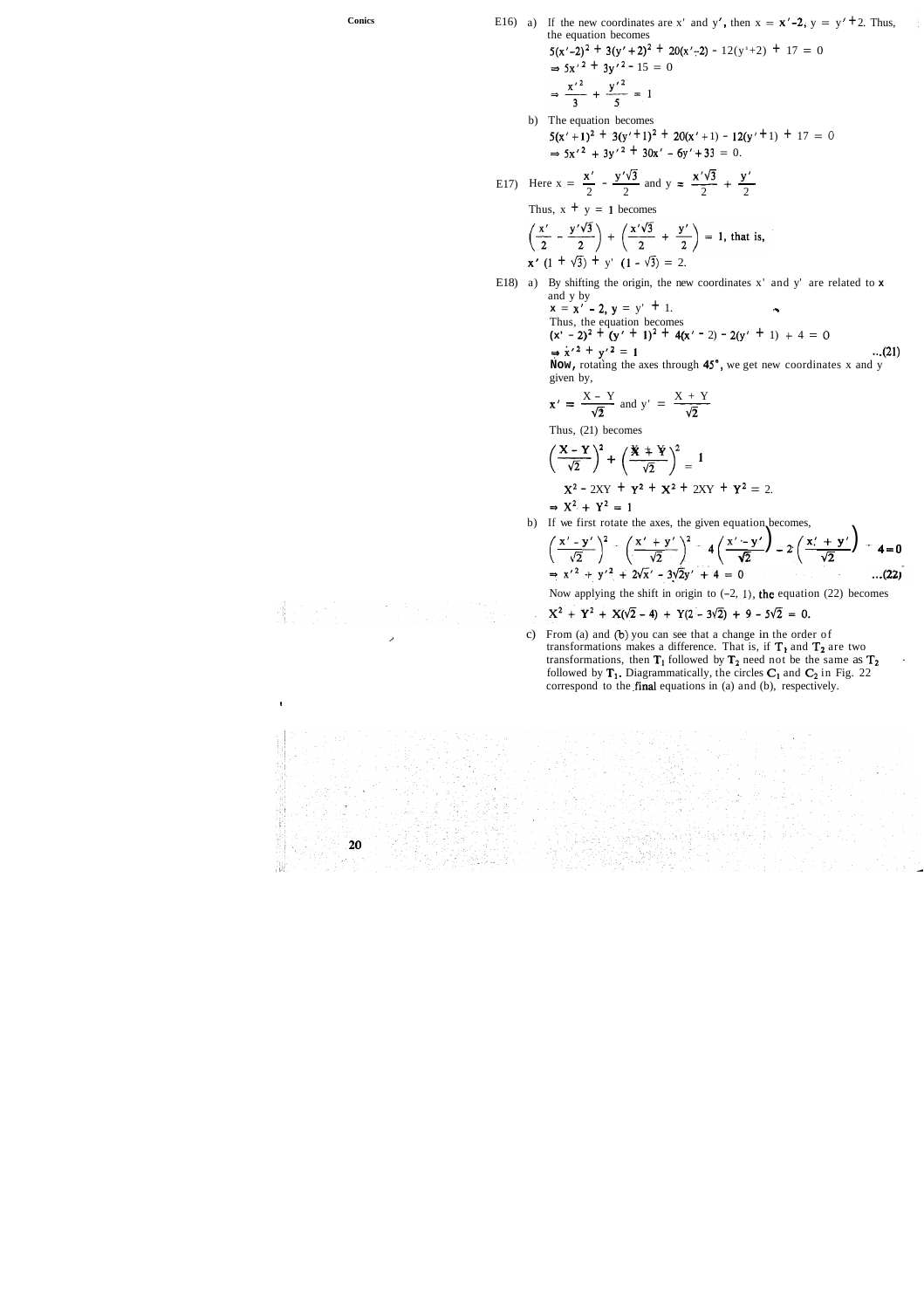E16) a) If the new coordinates are x' and y', then $x = x'-2$, $y = y'+2$. Thus, the equation becomes

$$5(x'-2)^2 + 3(y'+2)^2 + 20(x'-2) - 12(y'+2) + 17 = 0$$

$$\Rightarrow 5x'^2 + 3y'^2 - 15 = 0$$

$$\Rightarrow \frac{x'^2}{3} + \frac{y'^2}{5} = 1$$

b) The equation becomes

$$5(x'+1)^2 + 3(y'+1)^2 + 20(x'+1) - 12(y'+1) + 17 = 0$$

$$\Rightarrow 5x'^2 + 3y'^2 + 30x' - 6y' + 33 = 0.$$

E17) Here $x = \frac{x'}{2} - \frac{y'\sqrt{3}}{2}$ and $y = \frac{x'\sqrt{3}}{2} + \frac{y'}{2}$

Thus, $x + y = 1$ becomes

$$\left(\frac{x'}{2} - \frac{y'\sqrt{3}}{2}\right) + \left(\frac{x'\sqrt{3}}{2} + \frac{y'}{2}\right) = 1, \text{ that is,}$$

$$x'(1+\sqrt{3}) + y'(1-\sqrt{3}) = 2.$$

E18) a) By shifting the origin, the new coordinates x' and y' are related to x and y by

$x = x' - 2$, $y = y' + 1$.

Thus, the equation becomes

$$(x'-2)^2 + (y'+1)^2 + 4(x'-2) - 2(y'+1) + 4 = 0$$

$$\Rightarrow x'^2 + y'^2 = 1 \qquad \text{...(21)}$$

Now, rotating the axes through 45°, we get new coordinates x and y given by,

$$x' = \frac{X - Y}{\sqrt{2}} \text{ and } y' = \frac{X + Y}{\sqrt{2}}$$

Thus, (21) becomes

$$\left(\frac{X - Y}{\sqrt{2}}\right)^2 + \left(\frac{X + Y}{\sqrt{2}}\right)^2 = 1$$

$$X^2 - 2XY + Y^2 + X^2 + 2XY + Y^2 = 2.$$

$$\Rightarrow X^2 + Y^2 = 1$$

b) If we first rotate the axes, the given equation becomes,

$$\left(\frac{x'-y'}{\sqrt{2}}\right)^2 + \left(\frac{x'+y'}{\sqrt{2}}\right)^2 + 4\left(\frac{x'-y'}{\sqrt{2}}\right) - 2\left(\frac{x'+y'}{\sqrt{2}}\right) + 4 = 0$$

$$\Rightarrow x'^2 + y'^2 + \sqrt{2}x' - 3\sqrt{2}y' + 4 = 0 \qquad \text{...(22)}$$

Now applying the shift in origin to (–2, 1), the equation (22) becomes

$$X^2 + Y^2 + X(\sqrt{2} - 4) + Y(2 - 3\sqrt{2}) + 9 - 5\sqrt{2} = 0.$$

c) From (a) and (b) you can see that a change in the order of transformations makes a difference. That is, if $T_1$ and $T_2$ are two transformations, then $T_1$ followed by $T_2$ need not be the same as $T_2$ followed by $T_1$. Diagrammatically, the circles $C_1$ and $C_2$ in Fig. 22 correspond to the final equations in (a) and (b), respectively.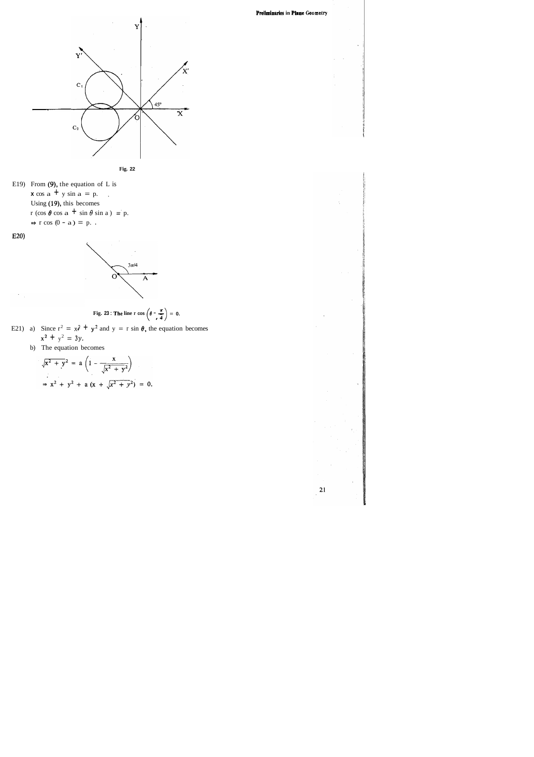Fig. 22

E19) From (9), the equation of L is

$x \cos a + y \sin a = p.$

Using (19), this becomes

$r (\cos \theta \cos a + \sin \theta \sin a) = p.$

$\Rightarrow r \cos (\theta - a) = p.$

E20)

3π/4

O A

Fig. 23 : The line $r \cos \left(\theta - \frac{\pi}{4}\right) = 0.$

E21) a) Since $r^2 = x^2 + y^2$ and $y = r \sin \theta$, the equation becomes $x^2 + y^2 = 3y.$

b) The equation becomes

$$\sqrt{x^2 + y^2} = a \left(1 - \frac{x}{\sqrt{x^2 + y^2}}\right)$$

$$\Rightarrow x^2 + y^2 + a (x + \sqrt{x^2 + y^2}) = 0.$$